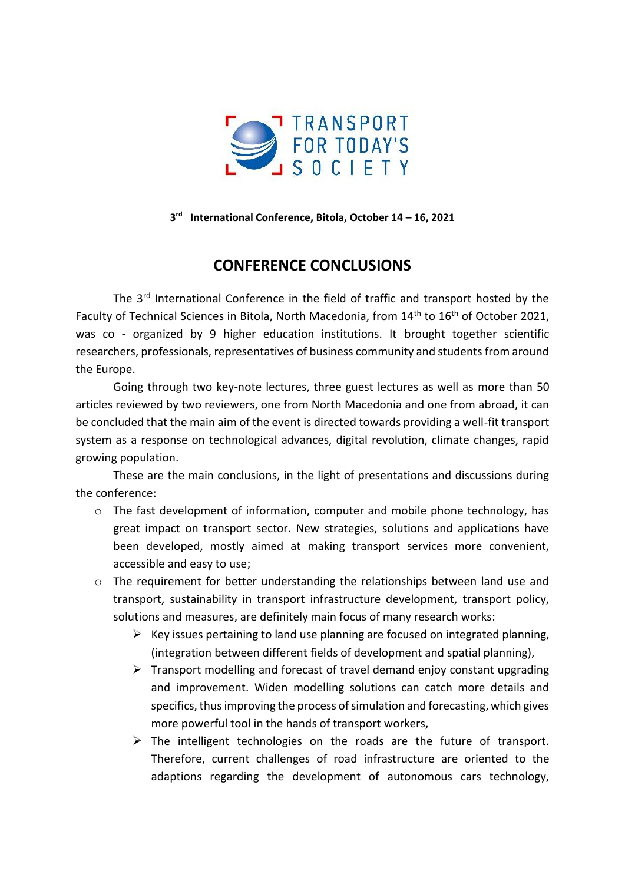TRANSPORT FOR TODAY'S SOCIETY

**3rd International Conference, Bitola, October 14 – 16, 2021**

## CONFERENCE CONCLUSIONS

The 3rd International Conference in the field of traffic and transport hosted by the Faculty of Technical Sciences in Bitola, North Macedonia, from 14th to 16th of October 2021, was co - organized by 9 higher education institutions. It brought together scientific researchers, professionals, representatives of business community and students from around the Europe.

Going through two key-note lectures, three guest lectures as well as more than 50 articles reviewed by two reviewers, one from North Macedonia and one from abroad, it can be concluded that the main aim of the event is directed towards providing a well-fit transport system as a response on technological advances, digital revolution, climate changes, rapid growing population.

These are the main conclusions, in the light of presentations and discussions during the conference:

- The fast development of information, computer and mobile phone technology, has great impact on transport sector. New strategies, solutions and applications have been developed, mostly aimed at making transport services more convenient, accessible and easy to use;
- The requirement for better understanding the relationships between land use and transport, sustainability in transport infrastructure development, transport policy, solutions and measures, are definitely main focus of many research works:
  - Key issues pertaining to land use planning are focused on integrated planning, (integration between different fields of development and spatial planning),
  - Transport modelling and forecast of travel demand enjoy constant upgrading and improvement. Widen modelling solutions can catch more details and specifics, thus improving the process of simulation and forecasting, which gives more powerful tool in the hands of transport workers,
  - The intelligent technologies on the roads are the future of transport. Therefore, current challenges of road infrastructure are oriented to the adaptions regarding the development of autonomous cars technology,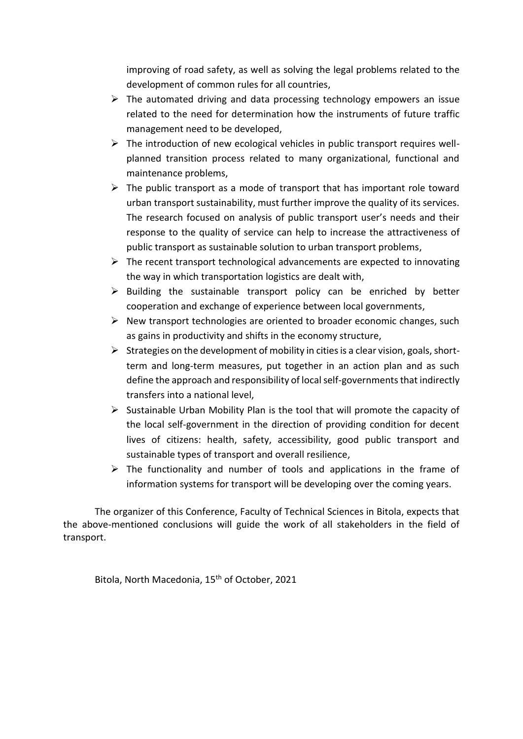improving of road safety, as well as solving the legal problems related to the development of common rules for all countries,

- The automated driving and data processing technology empowers an issue related to the need for determination how the instruments of future traffic management need to be developed,
- The introduction of new ecological vehicles in public transport requires well-planned transition process related to many organizational, functional and maintenance problems,
- The public transport as a mode of transport that has important role toward urban transport sustainability, must further improve the quality of its services. The research focused on analysis of public transport user's needs and their response to the quality of service can help to increase the attractiveness of public transport as sustainable solution to urban transport problems,
- The recent transport technological advancements are expected to innovating the way in which transportation logistics are dealt with,
- Building the sustainable transport policy can be enriched by better cooperation and exchange of experience between local governments,
- New transport technologies are oriented to broader economic changes, such as gains in productivity and shifts in the economy structure,
- Strategies on the development of mobility in cities is a clear vision, goals, short-term and long-term measures, put together in an action plan and as such define the approach and responsibility of local self-governments that indirectly transfers into a national level,
- Sustainable Urban Mobility Plan is the tool that will promote the capacity of the local self-government in the direction of providing condition for decent lives of citizens: health, safety, accessibility, good public transport and sustainable types of transport and overall resilience,
- The functionality and number of tools and applications in the frame of information systems for transport will be developing over the coming years.

The organizer of this Conference, Faculty of Technical Sciences in Bitola, expects that the above-mentioned conclusions will guide the work of all stakeholders in the field of transport.

Bitola, North Macedonia, 15th of October, 2021